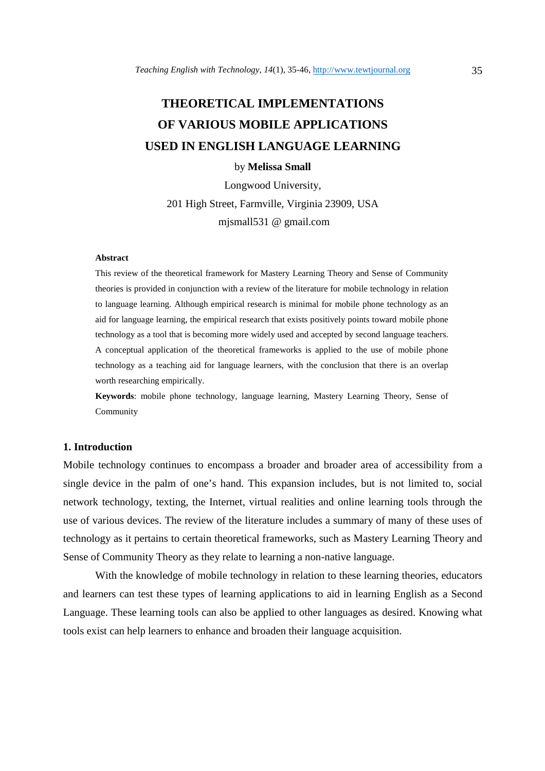# THEORETICAL IMPLEMENTATIONS OF VARIOUS MOBILE APPLICATIONS USED IN ENGLISH LANGUAGE LEARNING

by **Melissa Small**

Longwood University,

201 High Street, Farmville, Virginia 23909, USA

mjsmall531 @ gmail.com

**Abstract**

This review of the theoretical framework for Mastery Learning Theory and Sense of Community theories is provided in conjunction with a review of the literature for mobile technology in relation to language learning. Although empirical research is minimal for mobile phone technology as an aid for language learning, the empirical research that exists positively points toward mobile phone technology as a tool that is becoming more widely used and accepted by second language teachers. A conceptual application of the theoretical frameworks is applied to the use of mobile phone technology as a teaching aid for language learners, with the conclusion that there is an overlap worth researching empirically.

**Keywords**: mobile phone technology, language learning, Mastery Learning Theory, Sense of Community

## 1. Introduction

Mobile technology continues to encompass a broader and broader area of accessibility from a single device in the palm of one's hand. This expansion includes, but is not limited to, social network technology, texting, the Internet, virtual realities and online learning tools through the use of various devices. The review of the literature includes a summary of many of these uses of technology as it pertains to certain theoretical frameworks, such as Mastery Learning Theory and Sense of Community Theory as they relate to learning a non-native language.

With the knowledge of mobile technology in relation to these learning theories, educators and learners can test these types of learning applications to aid in learning English as a Second Language. These learning tools can also be applied to other languages as desired. Knowing what tools exist can help learners to enhance and broaden their language acquisition.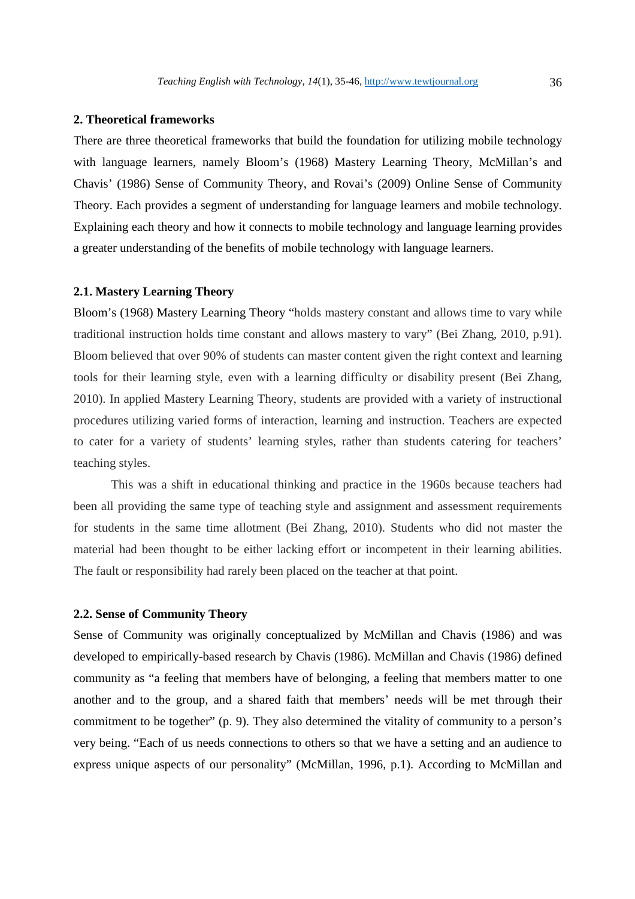## 2. Theoretical frameworks

There are three theoretical frameworks that build the foundation for utilizing mobile technology with language learners, namely Bloom's (1968) Mastery Learning Theory, McMillan's and Chavis' (1986) Sense of Community Theory, and Rovai's (2009) Online Sense of Community Theory. Each provides a segment of understanding for language learners and mobile technology. Explaining each theory and how it connects to mobile technology and language learning provides a greater understanding of the benefits of mobile technology with language learners.

### 2.1. Mastery Learning Theory

Bloom's (1968) Mastery Learning Theory "holds mastery constant and allows time to vary while traditional instruction holds time constant and allows mastery to vary" (Bei Zhang, 2010, p.91). Bloom believed that over 90% of students can master content given the right context and learning tools for their learning style, even with a learning difficulty or disability present (Bei Zhang, 2010). In applied Mastery Learning Theory, students are provided with a variety of instructional procedures utilizing varied forms of interaction, learning and instruction. Teachers are expected to cater for a variety of students' learning styles, rather than students catering for teachers' teaching styles.

This was a shift in educational thinking and practice in the 1960s because teachers had been all providing the same type of teaching style and assignment and assessment requirements for students in the same time allotment (Bei Zhang, 2010). Students who did not master the material had been thought to be either lacking effort or incompetent in their learning abilities. The fault or responsibility had rarely been placed on the teacher at that point.

### 2.2. Sense of Community Theory

Sense of Community was originally conceptualized by McMillan and Chavis (1986) and was developed to empirically-based research by Chavis (1986). McMillan and Chavis (1986) defined community as "a feeling that members have of belonging, a feeling that members matter to one another and to the group, and a shared faith that members' needs will be met through their commitment to be together" (p. 9). They also determined the vitality of community to a person's very being. "Each of us needs connections to others so that we have a setting and an audience to express unique aspects of our personality" (McMillan, 1996, p.1). According to McMillan and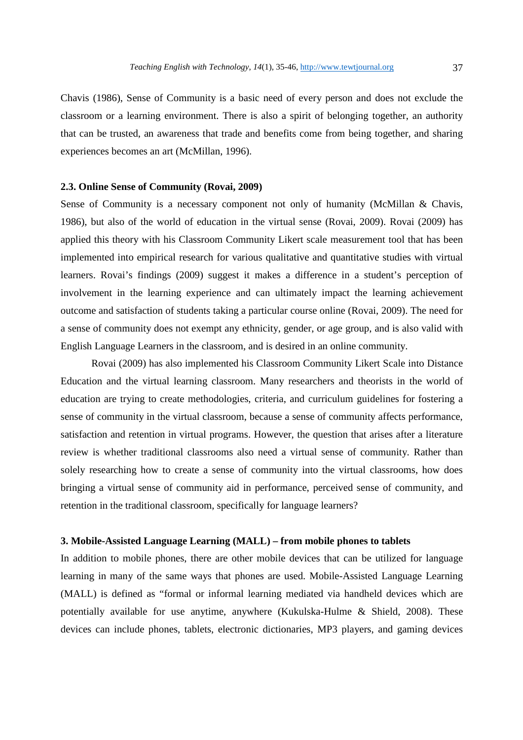Chavis (1986), Sense of Community is a basic need of every person and does not exclude the classroom or a learning environment. There is also a spirit of belonging together, an authority that can be trusted, an awareness that trade and benefits come from being together, and sharing experiences becomes an art (McMillan, 1996).

### 2.3. Online Sense of Community (Rovai, 2009)

Sense of Community is a necessary component not only of humanity (McMillan & Chavis, 1986), but also of the world of education in the virtual sense (Rovai, 2009). Rovai (2009) has applied this theory with his Classroom Community Likert scale measurement tool that has been implemented into empirical research for various qualitative and quantitative studies with virtual learners. Rovai's findings (2009) suggest it makes a difference in a student's perception of involvement in the learning experience and can ultimately impact the learning achievement outcome and satisfaction of students taking a particular course online (Rovai, 2009). The need for a sense of community does not exempt any ethnicity, gender, or age group, and is also valid with English Language Learners in the classroom, and is desired in an online community.

Rovai (2009) has also implemented his Classroom Community Likert Scale into Distance Education and the virtual learning classroom. Many researchers and theorists in the world of education are trying to create methodologies, criteria, and curriculum guidelines for fostering a sense of community in the virtual classroom, because a sense of community affects performance, satisfaction and retention in virtual programs. However, the question that arises after a literature review is whether traditional classrooms also need a virtual sense of community. Rather than solely researching how to create a sense of community into the virtual classrooms, how does bringing a virtual sense of community aid in performance, perceived sense of community, and retention in the traditional classroom, specifically for language learners?

## 3. Mobile-Assisted Language Learning (MALL) – from mobile phones to tablets

In addition to mobile phones, there are other mobile devices that can be utilized for language learning in many of the same ways that phones are used. Mobile-Assisted Language Learning (MALL) is defined as "formal or informal learning mediated via handheld devices which are potentially available for use anytime, anywhere (Kukulska-Hulme & Shield, 2008). These devices can include phones, tablets, electronic dictionaries, MP3 players, and gaming devices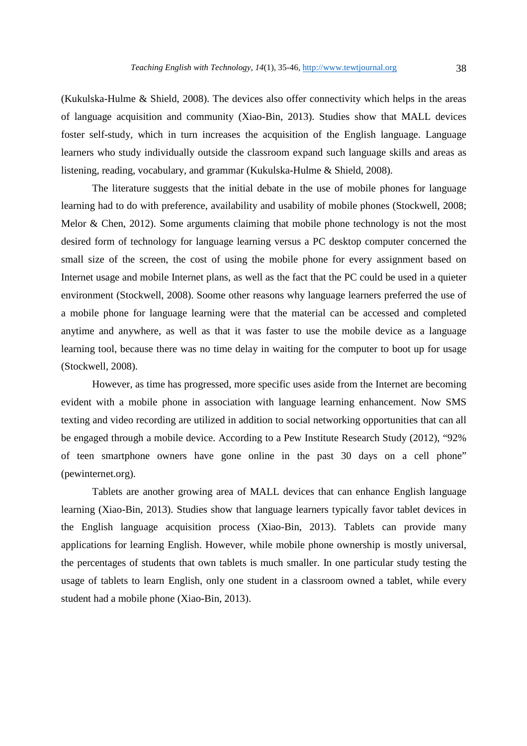(Kukulska-Hulme & Shield, 2008). The devices also offer connectivity which helps in the areas of language acquisition and community (Xiao-Bin, 2013). Studies show that MALL devices foster self-study, which in turn increases the acquisition of the English language. Language learners who study individually outside the classroom expand such language skills and areas as listening, reading, vocabulary, and grammar (Kukulska-Hulme & Shield, 2008).

The literature suggests that the initial debate in the use of mobile phones for language learning had to do with preference, availability and usability of mobile phones (Stockwell, 2008; Melor & Chen, 2012). Some arguments claiming that mobile phone technology is not the most desired form of technology for language learning versus a PC desktop computer concerned the small size of the screen, the cost of using the mobile phone for every assignment based on Internet usage and mobile Internet plans, as well as the fact that the PC could be used in a quieter environment (Stockwell, 2008). Soome other reasons why language learners preferred the use of a mobile phone for language learning were that the material can be accessed and completed anytime and anywhere, as well as that it was faster to use the mobile device as a language learning tool, because there was no time delay in waiting for the computer to boot up for usage (Stockwell, 2008).

However, as time has progressed, more specific uses aside from the Internet are becoming evident with a mobile phone in association with language learning enhancement. Now SMS texting and video recording are utilized in addition to social networking opportunities that can all be engaged through a mobile device. According to a Pew Institute Research Study (2012), "92% of teen smartphone owners have gone online in the past 30 days on a cell phone" (pewinternet.org).

Tablets are another growing area of MALL devices that can enhance English language learning (Xiao-Bin, 2013). Studies show that language learners typically favor tablet devices in the English language acquisition process (Xiao-Bin, 2013). Tablets can provide many applications for learning English. However, while mobile phone ownership is mostly universal, the percentages of students that own tablets is much smaller. In one particular study testing the usage of tablets to learn English, only one student in a classroom owned a tablet, while every student had a mobile phone (Xiao-Bin, 2013).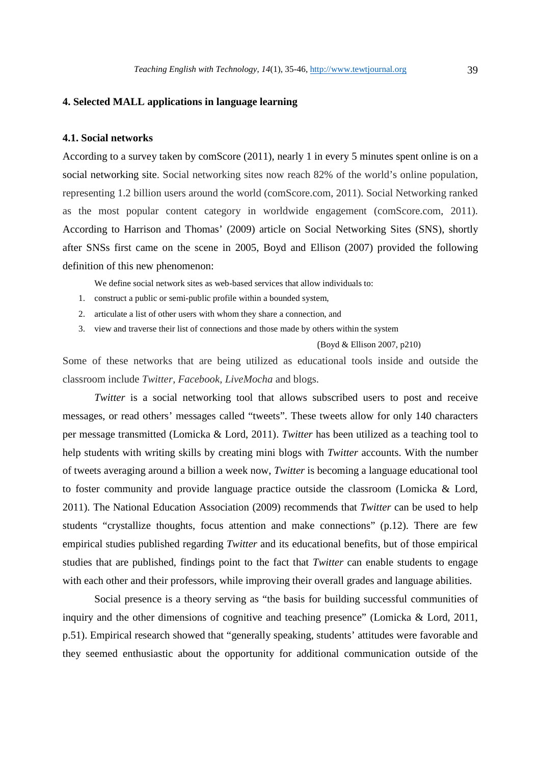## 4. Selected MALL applications in language learning

### 4.1. Social networks

According to a survey taken by comScore (2011), nearly 1 in every 5 minutes spent online is on a social networking site. Social networking sites now reach 82% of the world's online population, representing 1.2 billion users around the world (comScore.com, 2011). Social Networking ranked as the most popular content category in worldwide engagement (comScore.com, 2011). According to Harrison and Thomas' (2009) article on Social Networking Sites (SNS), shortly after SNSs first came on the scene in 2005, Boyd and Ellison (2007) provided the following definition of this new phenomenon:

> We define social network sites as web-based services that allow individuals to:
>
> 1. construct a public or semi-public profile within a bounded system,
> 2. articulate a list of other users with whom they share a connection, and
> 3. view and traverse their list of connections and those made by others within the system
>
> (Boyd & Ellison 2007, p210)

Some of these networks that are being utilized as educational tools inside and outside the classroom include *Twitter*, *Facebook*, *LiveMocha* and blogs.

*Twitter* is a social networking tool that allows subscribed users to post and receive messages, or read others' messages called "tweets". These tweets allow for only 140 characters per message transmitted (Lomicka & Lord, 2011). *Twitter* has been utilized as a teaching tool to help students with writing skills by creating mini blogs with *Twitter* accounts. With the number of tweets averaging around a billion a week now, *Twitter* is becoming a language educational tool to foster community and provide language practice outside the classroom (Lomicka & Lord, 2011). The National Education Association (2009) recommends that *Twitter* can be used to help students "crystallize thoughts, focus attention and make connections" (p.12). There are few empirical studies published regarding *Twitter* and its educational benefits, but of those empirical studies that are published, findings point to the fact that *Twitter* can enable students to engage with each other and their professors, while improving their overall grades and language abilities.

Social presence is a theory serving as "the basis for building successful communities of inquiry and the other dimensions of cognitive and teaching presence" (Lomicka & Lord, 2011, p.51). Empirical research showed that "generally speaking, students' attitudes were favorable and they seemed enthusiastic about the opportunity for additional communication outside of the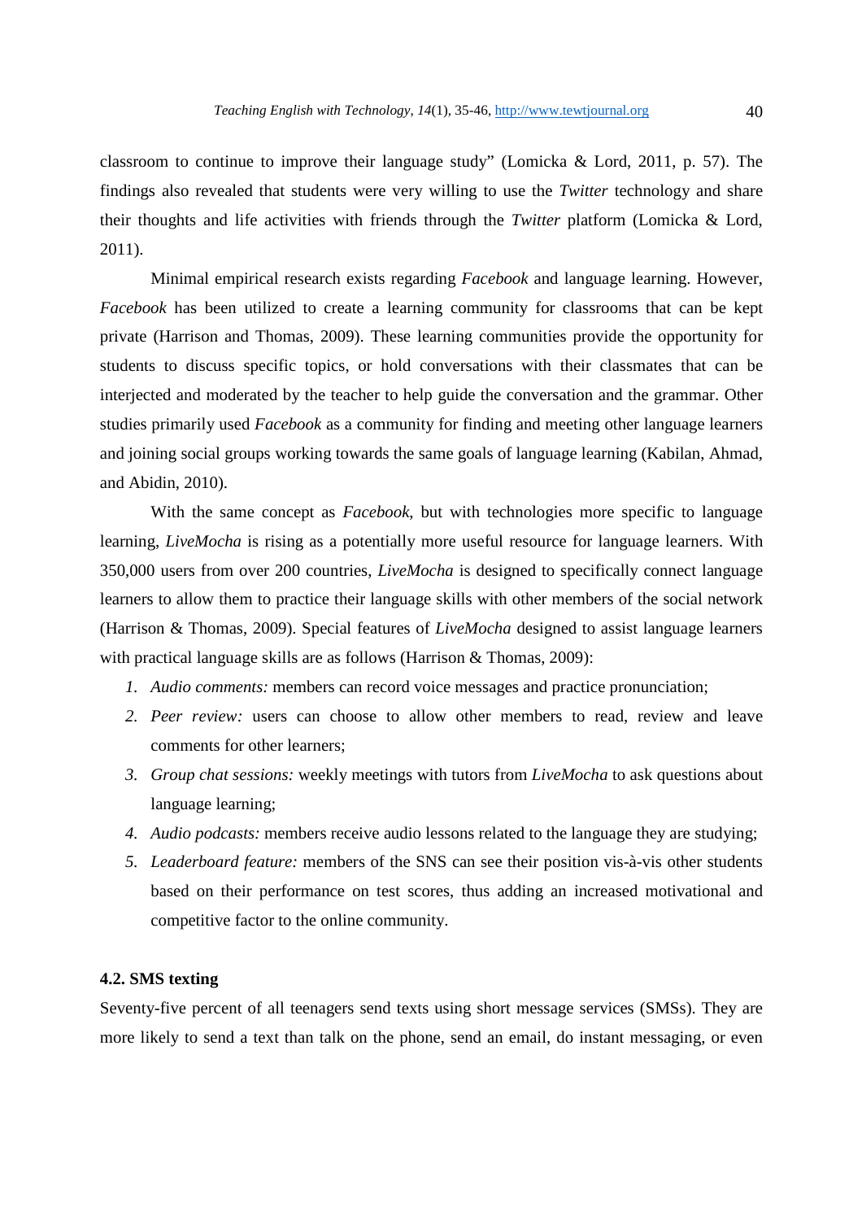classroom to continue to improve their language study" (Lomicka & Lord, 2011, p. 57). The findings also revealed that students were very willing to use the *Twitter* technology and share their thoughts and life activities with friends through the *Twitter* platform (Lomicka & Lord, 2011).

Minimal empirical research exists regarding *Facebook* and language learning. However, *Facebook* has been utilized to create a learning community for classrooms that can be kept private (Harrison and Thomas, 2009). These learning communities provide the opportunity for students to discuss specific topics, or hold conversations with their classmates that can be interjected and moderated by the teacher to help guide the conversation and the grammar. Other studies primarily used *Facebook* as a community for finding and meeting other language learners and joining social groups working towards the same goals of language learning (Kabilan, Ahmad, and Abidin, 2010).

With the same concept as *Facebook*, but with technologies more specific to language learning, *LiveMocha* is rising as a potentially more useful resource for language learners. With 350,000 users from over 200 countries, *LiveMocha* is designed to specifically connect language learners to allow them to practice their language skills with other members of the social network (Harrison & Thomas, 2009). Special features of *LiveMocha* designed to assist language learners with practical language skills are as follows (Harrison & Thomas, 2009):

1. *Audio comments:* members can record voice messages and practice pronunciation;
2. *Peer review:* users can choose to allow other members to read, review and leave comments for other learners;
3. *Group chat sessions:* weekly meetings with tutors from *LiveMocha* to ask questions about language learning;
4. *Audio podcasts:* members receive audio lessons related to the language they are studying;
5. *Leaderboard feature:* members of the SNS can see their position vis-à-vis other students based on their performance on test scores, thus adding an increased motivational and competitive factor to the online community.

### 4.2. SMS texting

Seventy-five percent of all teenagers send texts using short message services (SMSs). They are more likely to send a text than talk on the phone, send an email, do instant messaging, or even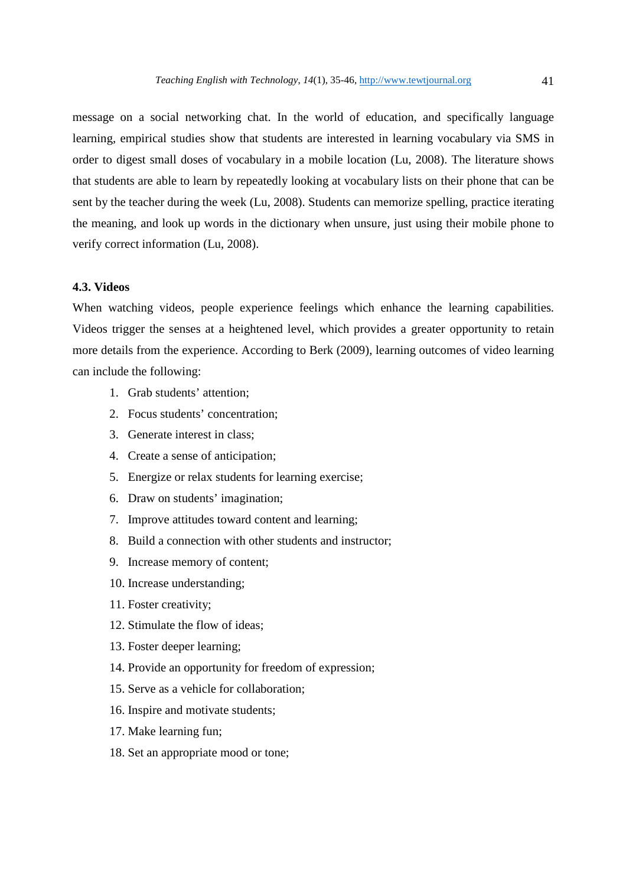message on a social networking chat. In the world of education, and specifically language learning, empirical studies show that students are interested in learning vocabulary via SMS in order to digest small doses of vocabulary in a mobile location (Lu, 2008). The literature shows that students are able to learn by repeatedly looking at vocabulary lists on their phone that can be sent by the teacher during the week (Lu, 2008). Students can memorize spelling, practice iterating the meaning, and look up words in the dictionary when unsure, just using their mobile phone to verify correct information (Lu, 2008).

### 4.3. Videos

When watching videos, people experience feelings which enhance the learning capabilities. Videos trigger the senses at a heightened level, which provides a greater opportunity to retain more details from the experience. According to Berk (2009), learning outcomes of video learning can include the following:

1. Grab students' attention;
2. Focus students' concentration;
3. Generate interest in class;
4. Create a sense of anticipation;
5. Energize or relax students for learning exercise;
6. Draw on students' imagination;
7. Improve attitudes toward content and learning;
8. Build a connection with other students and instructor;
9. Increase memory of content;
10. Increase understanding;
11. Foster creativity;
12. Stimulate the flow of ideas;
13. Foster deeper learning;
14. Provide an opportunity for freedom of expression;
15. Serve as a vehicle for collaboration;
16. Inspire and motivate students;
17. Make learning fun;
18. Set an appropriate mood or tone;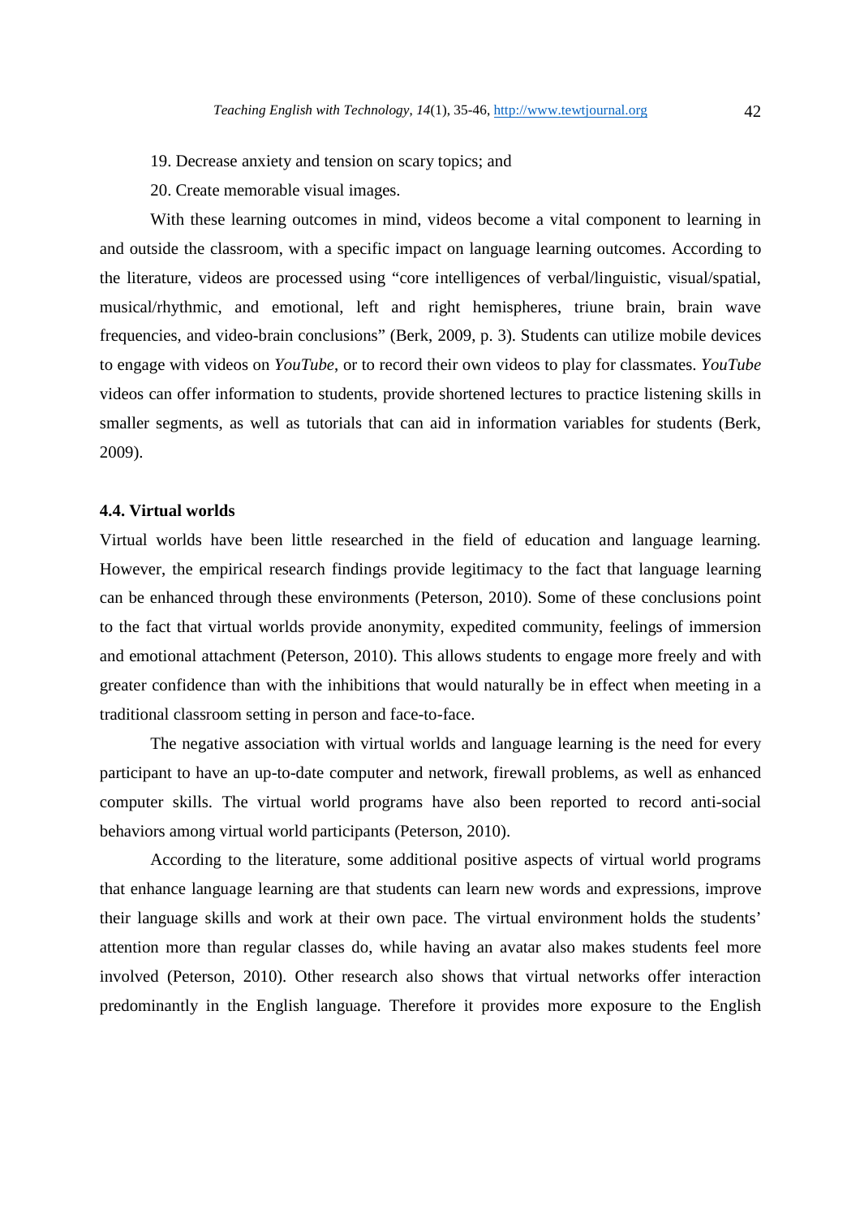19. Decrease anxiety and tension on scary topics; and

20. Create memorable visual images.

With these learning outcomes in mind, videos become a vital component to learning in and outside the classroom, with a specific impact on language learning outcomes. According to the literature, videos are processed using "core intelligences of verbal/linguistic, visual/spatial, musical/rhythmic, and emotional, left and right hemispheres, triune brain, brain wave frequencies, and video-brain conclusions" (Berk, 2009, p. 3). Students can utilize mobile devices to engage with videos on *YouTube*, or to record their own videos to play for classmates. *YouTube* videos can offer information to students, provide shortened lectures to practice listening skills in smaller segments, as well as tutorials that can aid in information variables for students (Berk, 2009).

### 4.4. Virtual worlds

Virtual worlds have been little researched in the field of education and language learning. However, the empirical research findings provide legitimacy to the fact that language learning can be enhanced through these environments (Peterson, 2010). Some of these conclusions point to the fact that virtual worlds provide anonymity, expedited community, feelings of immersion and emotional attachment (Peterson, 2010). This allows students to engage more freely and with greater confidence than with the inhibitions that would naturally be in effect when meeting in a traditional classroom setting in person and face-to-face.

The negative association with virtual worlds and language learning is the need for every participant to have an up-to-date computer and network, firewall problems, as well as enhanced computer skills. The virtual world programs have also been reported to record anti-social behaviors among virtual world participants (Peterson, 2010).

According to the literature, some additional positive aspects of virtual world programs that enhance language learning are that students can learn new words and expressions, improve their language skills and work at their own pace. The virtual environment holds the students' attention more than regular classes do, while having an avatar also makes students feel more involved (Peterson, 2010). Other research also shows that virtual networks offer interaction predominantly in the English language. Therefore it provides more exposure to the English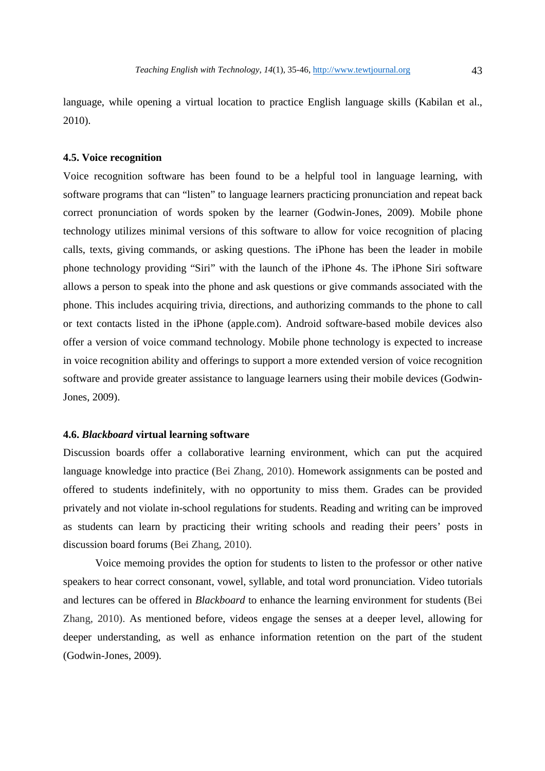language, while opening a virtual location to practice English language skills (Kabilan et al., 2010).

### 4.5. Voice recognition

Voice recognition software has been found to be a helpful tool in language learning, with software programs that can "listen" to language learners practicing pronunciation and repeat back correct pronunciation of words spoken by the learner (Godwin-Jones, 2009). Mobile phone technology utilizes minimal versions of this software to allow for voice recognition of placing calls, texts, giving commands, or asking questions. The iPhone has been the leader in mobile phone technology providing "Siri" with the launch of the iPhone 4s. The iPhone Siri software allows a person to speak into the phone and ask questions or give commands associated with the phone. This includes acquiring trivia, directions, and authorizing commands to the phone to call or text contacts listed in the iPhone (apple.com). Android software-based mobile devices also offer a version of voice command technology. Mobile phone technology is expected to increase in voice recognition ability and offerings to support a more extended version of voice recognition software and provide greater assistance to language learners using their mobile devices (Godwin-Jones, 2009).

### 4.6. *Blackboard* virtual learning software

Discussion boards offer a collaborative learning environment, which can put the acquired language knowledge into practice (Bei Zhang, 2010). Homework assignments can be posted and offered to students indefinitely, with no opportunity to miss them. Grades can be provided privately and not violate in-school regulations for students. Reading and writing can be improved as students can learn by practicing their writing schools and reading their peers' posts in discussion board forums (Bei Zhang, 2010).

Voice memoing provides the option for students to listen to the professor or other native speakers to hear correct consonant, vowel, syllable, and total word pronunciation. Video tutorials and lectures can be offered in *Blackboard* to enhance the learning environment for students (Bei Zhang, 2010). As mentioned before, videos engage the senses at a deeper level, allowing for deeper understanding, as well as enhance information retention on the part of the student (Godwin-Jones, 2009).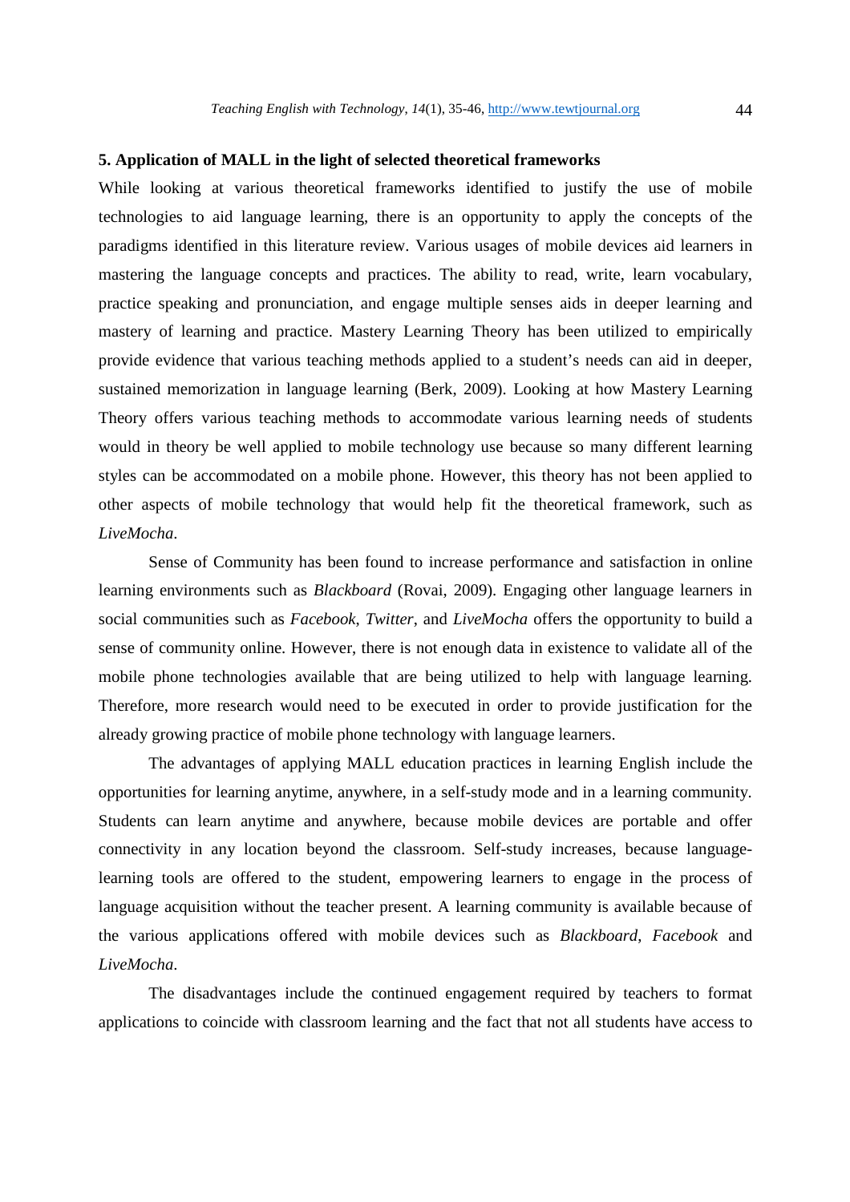## 5. Application of MALL in the light of selected theoretical frameworks

While looking at various theoretical frameworks identified to justify the use of mobile technologies to aid language learning, there is an opportunity to apply the concepts of the paradigms identified in this literature review. Various usages of mobile devices aid learners in mastering the language concepts and practices. The ability to read, write, learn vocabulary, practice speaking and pronunciation, and engage multiple senses aids in deeper learning and mastery of learning and practice. Mastery Learning Theory has been utilized to empirically provide evidence that various teaching methods applied to a student's needs can aid in deeper, sustained memorization in language learning (Berk, 2009). Looking at how Mastery Learning Theory offers various teaching methods to accommodate various learning needs of students would in theory be well applied to mobile technology use because so many different learning styles can be accommodated on a mobile phone. However, this theory has not been applied to other aspects of mobile technology that would help fit the theoretical framework, such as *LiveMocha*.

Sense of Community has been found to increase performance and satisfaction in online learning environments such as *Blackboard* (Rovai, 2009). Engaging other language learners in social communities such as *Facebook*, *Twitter*, and *LiveMocha* offers the opportunity to build a sense of community online. However, there is not enough data in existence to validate all of the mobile phone technologies available that are being utilized to help with language learning. Therefore, more research would need to be executed in order to provide justification for the already growing practice of mobile phone technology with language learners.

The advantages of applying MALL education practices in learning English include the opportunities for learning anytime, anywhere, in a self-study mode and in a learning community. Students can learn anytime and anywhere, because mobile devices are portable and offer connectivity in any location beyond the classroom. Self-study increases, because language-learning tools are offered to the student, empowering learners to engage in the process of language acquisition without the teacher present. A learning community is available because of the various applications offered with mobile devices such as *Blackboard*, *Facebook* and *LiveMocha*.

The disadvantages include the continued engagement required by teachers to format applications to coincide with classroom learning and the fact that not all students have access to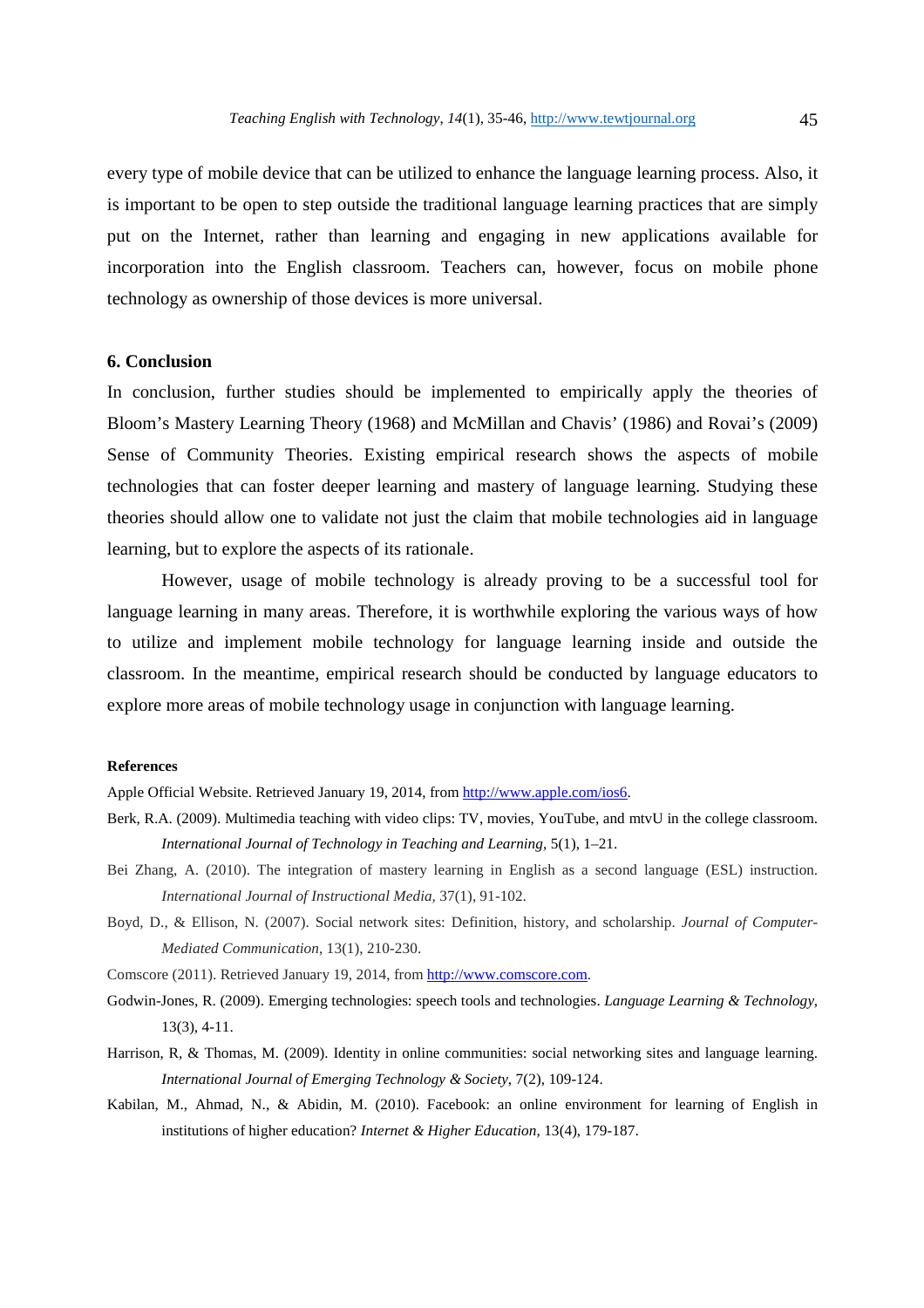every type of mobile device that can be utilized to enhance the language learning process. Also, it is important to be open to step outside the traditional language learning practices that are simply put on the Internet, rather than learning and engaging in new applications available for incorporation into the English classroom. Teachers can, however, focus on mobile phone technology as ownership of those devices is more universal.

## 6. Conclusion

In conclusion, further studies should be implemented to empirically apply the theories of Bloom's Mastery Learning Theory (1968) and McMillan and Chavis' (1986) and Rovai's (2009) Sense of Community Theories. Existing empirical research shows the aspects of mobile technologies that can foster deeper learning and mastery of language learning. Studying these theories should allow one to validate not just the claim that mobile technologies aid in language learning, but to explore the aspects of its rationale.

However, usage of mobile technology is already proving to be a successful tool for language learning in many areas. Therefore, it is worthwhile exploring the various ways of how to utilize and implement mobile technology for language learning inside and outside the classroom. In the meantime, empirical research should be conducted by language educators to explore more areas of mobile technology usage in conjunction with language learning.

### References

Apple Official Website. Retrieved January 19, 2014, from http://www.apple.com/ios6.

Berk, R.A. (2009). Multimedia teaching with video clips: TV, movies, YouTube, and mtvU in the college classroom. *International Journal of Technology in Teaching and Learning*, 5(1), 1–21.

Bei Zhang, A. (2010). The integration of mastery learning in English as a second language (ESL) instruction. *International Journal of Instructional Media*, 37(1), 91-102.

Boyd, D., & Ellison, N. (2007). Social network sites: Definition, history, and scholarship. *Journal of Computer-Mediated Communication*, 13(1), 210-230.

Comscore (2011). Retrieved January 19, 2014, from http://www.comscore.com.

Godwin-Jones, R. (2009). Emerging technologies: speech tools and technologies. *Language Learning & Technology*, 13(3), 4-11.

Harrison, R, & Thomas, M. (2009). Identity in online communities: social networking sites and language learning. *International Journal of Emerging Technology & Society*, 7(2), 109-124.

Kabilan, M., Ahmad, N., & Abidin, M. (2010). Facebook: an online environment for learning of English in institutions of higher education? *Internet & Higher Education*, 13(4), 179-187.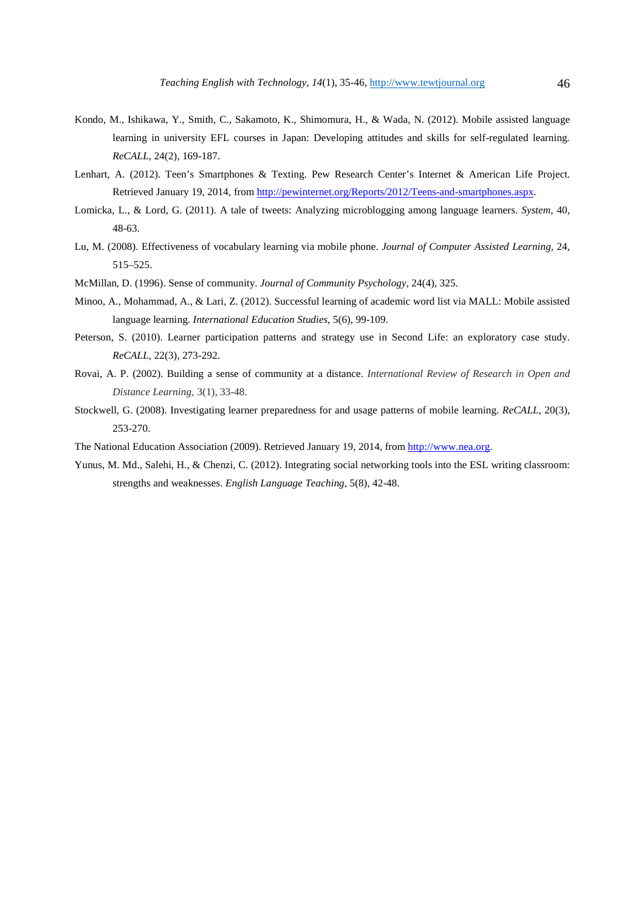Kondo, M., Ishikawa, Y., Smith, C., Sakamoto, K., Shimomura, H., & Wada, N. (2012). Mobile assisted language learning in university EFL courses in Japan: Developing attitudes and skills for self-regulated learning. *ReCALL*, 24(2), 169-187.

Lenhart, A. (2012). Teen's Smartphones & Texting. Pew Research Center's Internet & American Life Project. Retrieved January 19, 2014, from http://pewinternet.org/Reports/2012/Teens-and-smartphones.aspx.

Lomicka, L., & Lord, G. (2011). A tale of tweets: Analyzing microblogging among language learners. *System*, 40, 48-63.

Lu, M. (2008). Effectiveness of vocabulary learning via mobile phone. *Journal of Computer Assisted Learning*, 24, 515–525.

McMillan, D. (1996). Sense of community. *Journal of Community Psychology*, 24(4), 325.

Minoo, A., Mohammad, A., & Lari, Z. (2012). Successful learning of academic word list via MALL: Mobile assisted language learning. *International Education Studies*, 5(6), 99-109.

Peterson, S. (2010). Learner participation patterns and strategy use in Second Life: an exploratory case study. *ReCALL*, 22(3), 273-292.

Rovai, A. P. (2002). Building a sense of community at a distance. *International Review of Research in Open and Distance Learning*, 3(1), 33-48.

Stockwell, G. (2008). Investigating learner preparedness for and usage patterns of mobile learning. *ReCALL*, 20(3), 253-270.

The National Education Association (2009). Retrieved January 19, 2014, from http://www.nea.org.

Yunus, M. Md., Salehi, H., & Chenzi, C. (2012). Integrating social networking tools into the ESL writing classroom: strengths and weaknesses. *English Language Teaching*, 5(8), 42-48.